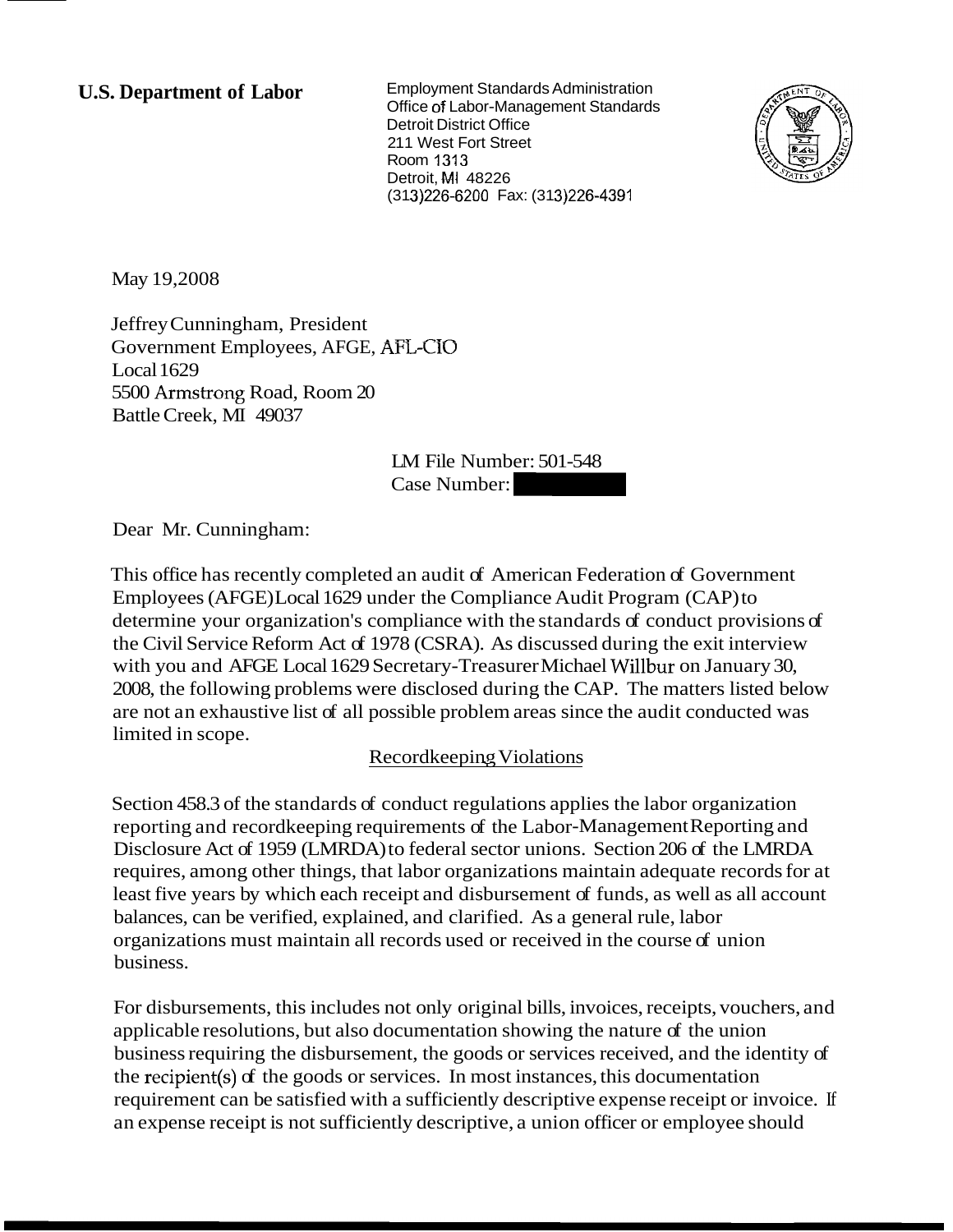**U.S. Department of Labor**

Employment Standards Administration
Office of Labor-Management Standards
Detroit District Office
211 West Fort Street
Room 1313
Detroit, MI 48226
(313)226-6200 Fax: (313)226-4391

May 19,2008

Jeffrey Cunningham, President
Government Employees, AFGE, AFL-CIO
Local 1629
5500 Armstrong Road, Room 20
Battle Creek, MI 49037

LM File Number: 501-548
Case Number:

Dear Mr. Cunningham:

This office has recently completed an audit of American Federation of Government Employees (AFGE) Local 1629 under the Compliance Audit Program (CAP) to determine your organization's compliance with the standards of conduct provisions of the Civil Service Reform Act of 1978 (CSRA). As discussed during the exit interview with you and AFGE Local 1629 Secretary-Treasurer Michael Willbur on January 30, 2008, the following problems were disclosed during the CAP. The matters listed below are not an exhaustive list of all possible problem areas since the audit conducted was limited in scope.

Recordkeeping Violations

Section 458.3 of the standards of conduct regulations applies the labor organization reporting and recordkeeping requirements of the Labor-Management Reporting and Disclosure Act of 1959 (LMRDA) to federal sector unions. Section 206 of the LMRDA requires, among other things, that labor organizations maintain adequate records for at least five years by which each receipt and disbursement of funds, as well as all account balances, can be verified, explained, and clarified. As a general rule, labor organizations must maintain all records used or received in the course of union business.

For disbursements, this includes not only original bills, invoices, receipts, vouchers, and applicable resolutions, but also documentation showing the nature of the union business requiring the disbursement, the goods or services received, and the identity of the recipient(s) of the goods or services. In most instances, this documentation requirement can be satisfied with a sufficiently descriptive expense receipt or invoice. If an expense receipt is not sufficiently descriptive, a union officer or employee should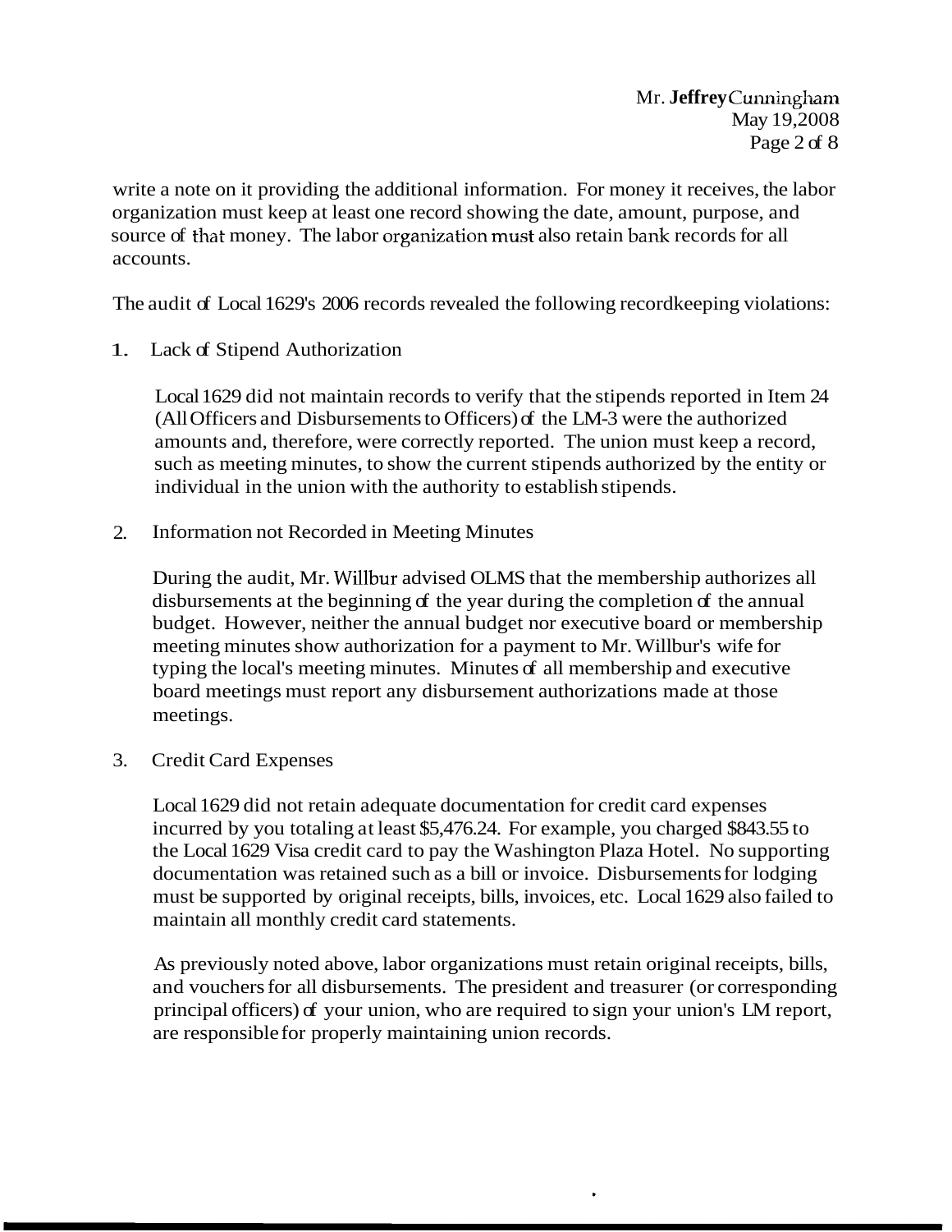write a note on it providing the additional information. For money it receives, the labor organization must keep at least one record showing the date, amount, purpose, and source of that money. The labor organization must also retain bank records for all accounts.

The audit of Local 1629's 2006 records revealed the following recordkeeping violations:

1. Lack of Stipend Authorization

   Local 1629 did not maintain records to verify that the stipends reported in Item 24 (All Officers and Disbursements to Officers) of the LM-3 were the authorized amounts and, therefore, were correctly reported. The union must keep a record, such as meeting minutes, to show the current stipends authorized by the entity or individual in the union with the authority to establish stipends.

2. Information not Recorded in Meeting Minutes

   During the audit, Mr. Willbur advised OLMS that the membership authorizes all disbursements at the beginning of the year during the completion of the annual budget. However, neither the annual budget nor executive board or membership meeting minutes show authorization for a payment to Mr. Willbur's wife for typing the local's meeting minutes. Minutes of all membership and executive board meetings must report any disbursement authorizations made at those meetings.

3. Credit Card Expenses

   Local 1629 did not retain adequate documentation for credit card expenses incurred by you totaling at least $5,476.24. For example, you charged $843.55 to the Local 1629 Visa credit card to pay the Washington Plaza Hotel. No supporting documentation was retained such as a bill or invoice. Disbursements for lodging must be supported by original receipts, bills, invoices, etc. Local 1629 also failed to maintain all monthly credit card statements.

   As previously noted above, labor organizations must retain original receipts, bills, and vouchers for all disbursements. The president and treasurer (or corresponding principal officers) of your union, who are required to sign your union's LM report, are responsible for properly maintaining union records.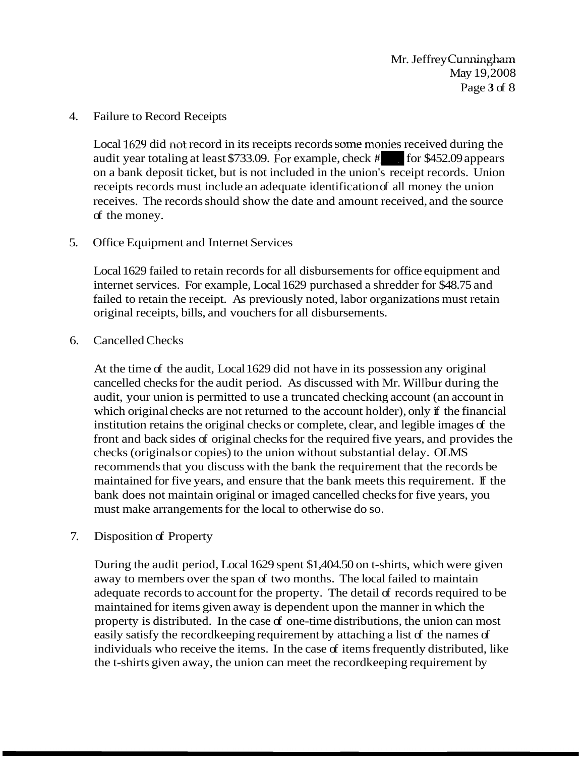4. Failure to Record Receipts

   Local 1629 did not record in its receipts records some monies received during the audit year totaling at least $733.09. For example, check # for $452.09 appears on a bank deposit ticket, but is not included in the union's receipt records. Union receipts records must include an adequate identification of all money the union receives. The records should show the date and amount received, and the source of the money.

5. Office Equipment and Internet Services

   Local 1629 failed to retain records for all disbursements for office equipment and internet services. For example, Local 1629 purchased a shredder for $48.75 and failed to retain the receipt. As previously noted, labor organizations must retain original receipts, bills, and vouchers for all disbursements.

6. Cancelled Checks

   At the time of the audit, Local 1629 did not have in its possession any original cancelled checks for the audit period. As discussed with Mr. Willbur during the audit, your union is permitted to use a truncated checking account (an account in which original checks are not returned to the account holder), only if the financial institution retains the original checks or complete, clear, and legible images of the front and back sides of original checks for the required five years, and provides the checks (originals or copies) to the union without substantial delay. OLMS recommends that you discuss with the bank the requirement that the records be maintained for five years, and ensure that the bank meets this requirement. If the bank does not maintain original or imaged cancelled checks for five years, you must make arrangements for the local to otherwise do so.

7. Disposition of Property

   During the audit period, Local 1629 spent $1,404.50 on t-shirts, which were given away to members over the span of two months. The local failed to maintain adequate records to account for the property. The detail of records required to be maintained for items given away is dependent upon the manner in which the property is distributed. In the case of one-time distributions, the union can most easily satisfy the recordkeeping requirement by attaching a list of the names of individuals who receive the items. In the case of items frequently distributed, like the t-shirts given away, the union can meet the recordkeeping requirement by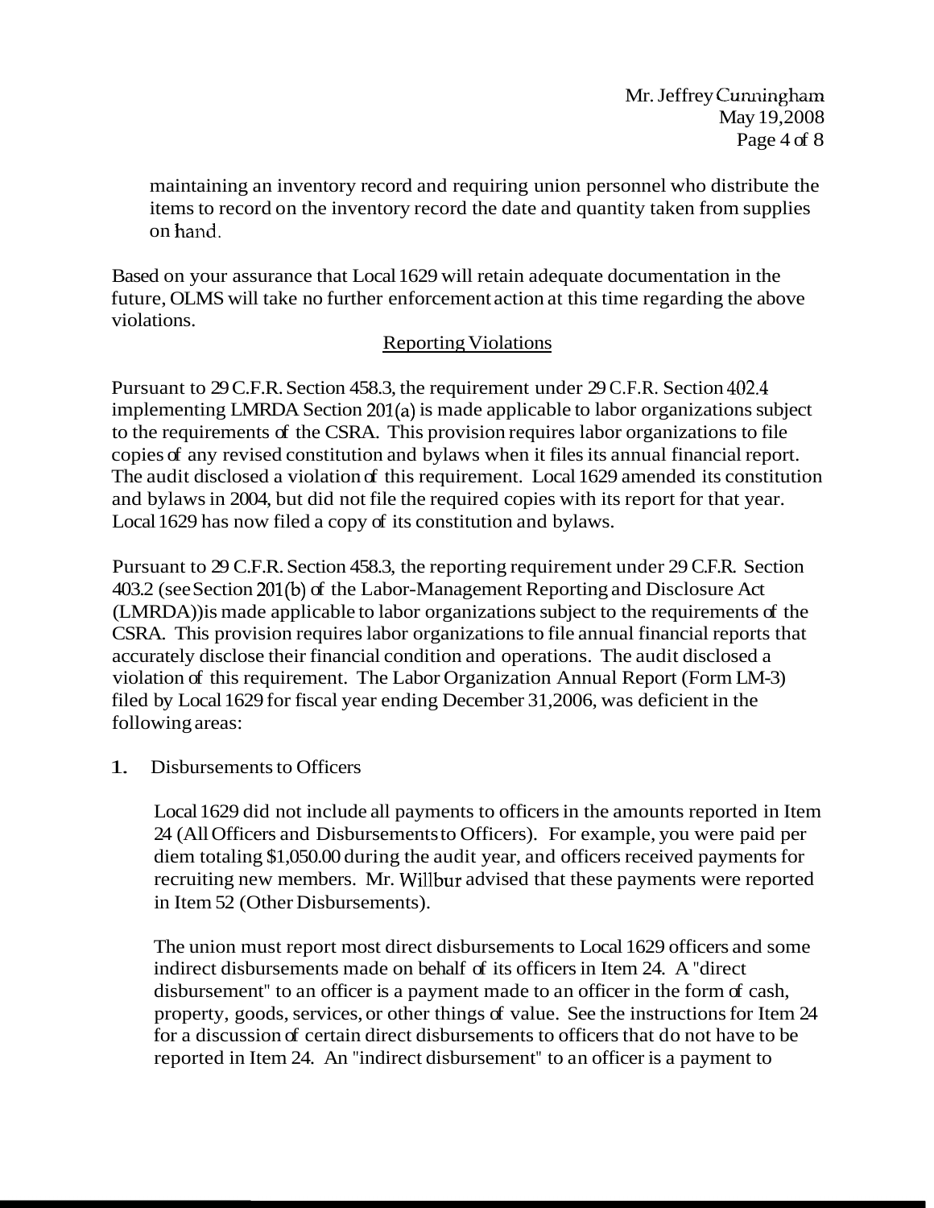maintaining an inventory record and requiring union personnel who distribute the items to record on the inventory record the date and quantity taken from supplies on hand.

Based on your assurance that Local 1629 will retain adequate documentation in the future, OLMS will take no further enforcement action at this time regarding the above violations.

## Reporting Violations

Pursuant to 29 C.F.R. Section 458.3, the requirement under 29 C.F.R. Section 402.4 implementing LMRDA Section 201(a) is made applicable to labor organizations subject to the requirements of the CSRA. This provision requires labor organizations to file copies of any revised constitution and bylaws when it files its annual financial report. The audit disclosed a violation of this requirement. Local 1629 amended its constitution and bylaws in 2004, but did not file the required copies with its report for that year. Local 1629 has now filed a copy of its constitution and bylaws.

Pursuant to 29 C.F.R. Section 458.3, the reporting requirement under 29 C.F.R. Section 403.2 (see Section 201(b) of the Labor-Management Reporting and Disclosure Act (LMRDA)) is made applicable to labor organizations subject to the requirements of the CSRA. This provision requires labor organizations to file annual financial reports that accurately disclose their financial condition and operations. The audit disclosed a violation of this requirement. The Labor Organization Annual Report (Form LM-3) filed by Local 1629 for fiscal year ending December 31, 2006, was deficient in the following areas:

1. Disbursements to Officers

   Local 1629 did not include all payments to officers in the amounts reported in Item 24 (All Officers and Disbursements to Officers). For example, you were paid per diem totaling $1,050.00 during the audit year, and officers received payments for recruiting new members. Mr. Willbur advised that these payments were reported in Item 52 (Other Disbursements).

   The union must report most direct disbursements to Local 1629 officers and some indirect disbursements made on behalf of its officers in Item 24. A "direct disbursement" to an officer is a payment made to an officer in the form of cash, property, goods, services, or other things of value. See the instructions for Item 24 for a discussion of certain direct disbursements to officers that do not have to be reported in Item 24. An "indirect disbursement" to an officer is a payment to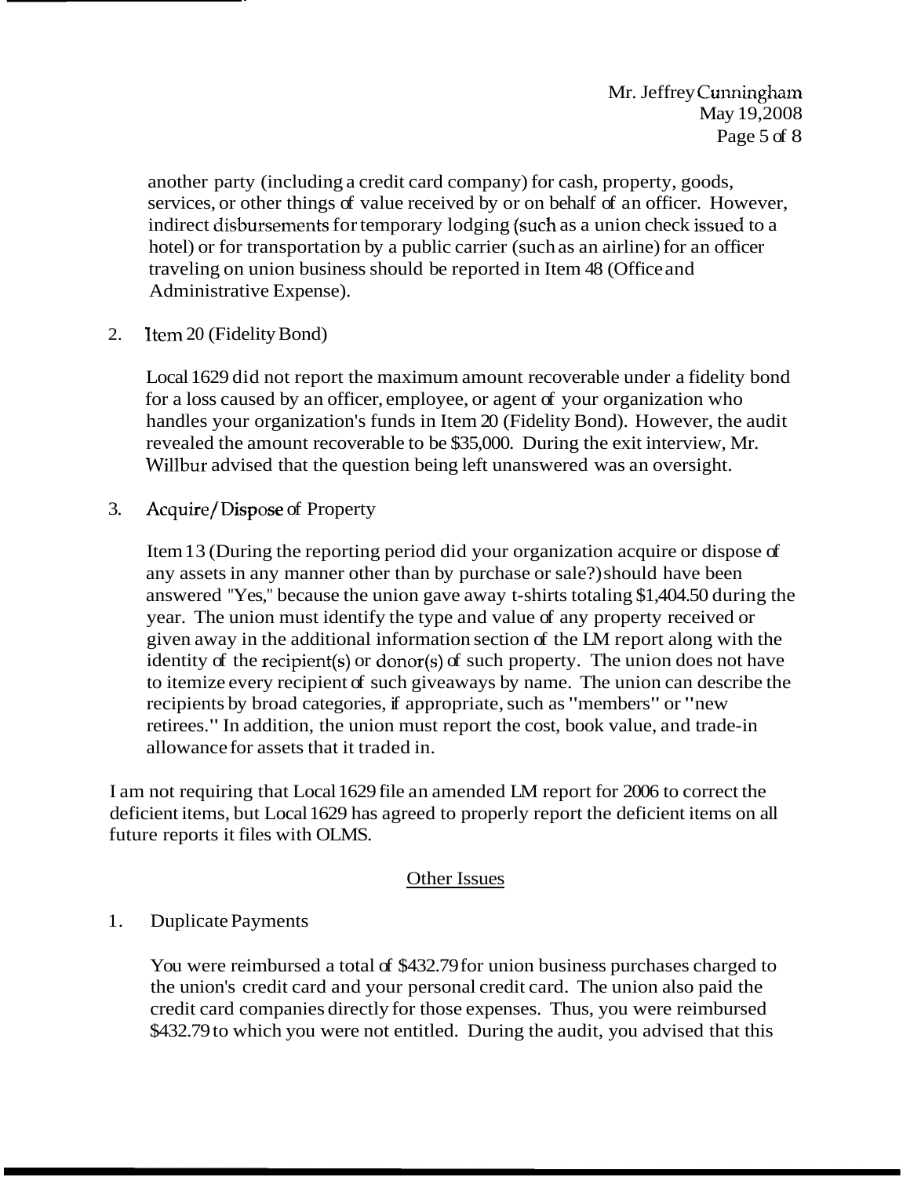another party (including a credit card company) for cash, property, goods, services, or other things of value received by or on behalf of an officer. However, indirect disbursements for temporary lodging (such as a union check issued to a hotel) or for transportation by a public carrier (such as an airline) for an officer traveling on union business should be reported in Item 48 (Office and Administrative Expense).

2. Item 20 (Fidelity Bond)

   Local 1629 did not report the maximum amount recoverable under a fidelity bond for a loss caused by an officer, employee, or agent of your organization who handles your organization's funds in Item 20 (Fidelity Bond). However, the audit revealed the amount recoverable to be $35,000. During the exit interview, Mr. Willbur advised that the question being left unanswered was an oversight.

3. Acquire/Dispose of Property

   Item 13 (During the reporting period did your organization acquire or dispose of any assets in any manner other than by purchase or sale?) should have been answered "Yes," because the union gave away t-shirts totaling $1,404.50 during the year. The union must identify the type and value of any property received or given away in the additional information section of the LM report along with the identity of the recipient(s) or donor(s) of such property. The union does not have to itemize every recipient of such giveaways by name. The union can describe the recipients by broad categories, if appropriate, such as "members" or "new retirees." In addition, the union must report the cost, book value, and trade-in allowance for assets that it traded in.

I am not requiring that Local 1629 file an amended LM report for 2006 to correct the deficient items, but Local 1629 has agreed to properly report the deficient items on all future reports it files with OLMS.

## Other Issues

1. Duplicate Payments

   You were reimbursed a total of $432.79 for union business purchases charged to the union's credit card and your personal credit card. The union also paid the credit card companies directly for those expenses. Thus, you were reimbursed $432.79 to which you were not entitled. During the audit, you advised that this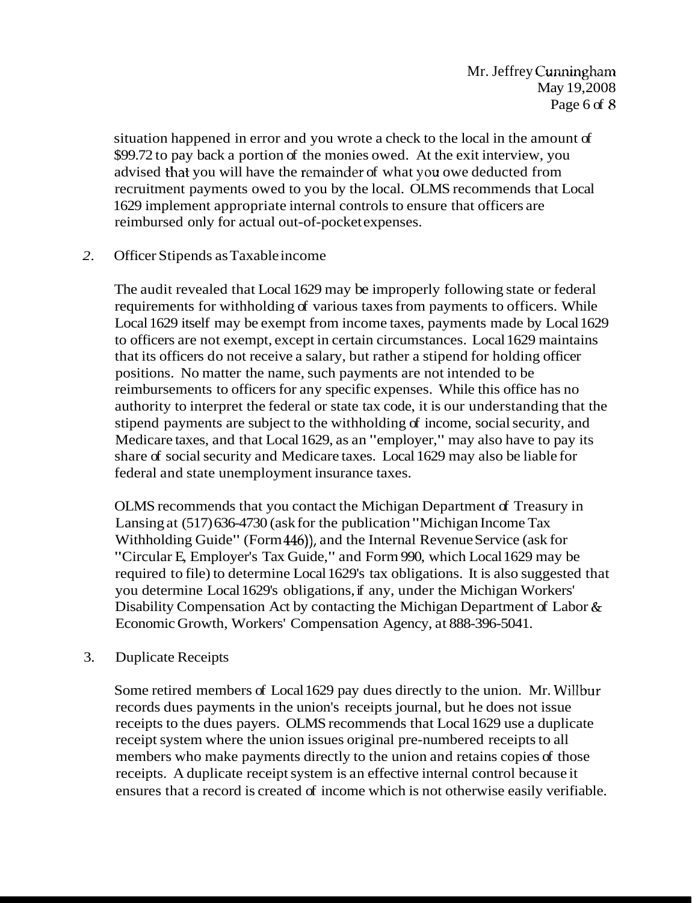situation happened in error and you wrote a check to the local in the amount of $99.72 to pay back a portion of the monies owed. At the exit interview, you advised that you will have the remainder of what you owe deducted from recruitment payments owed to you by the local. OLMS recommends that Local 1629 implement appropriate internal controls to ensure that officers are reimbursed only for actual out-of-pocket expenses.

2. Officer Stipends as Taxable income

The audit revealed that Local 1629 may be improperly following state or federal requirements for withholding of various taxes from payments to officers. While Local 1629 itself may be exempt from income taxes, payments made by Local 1629 to officers are not exempt, except in certain circumstances. Local 1629 maintains that its officers do not receive a salary, but rather a stipend for holding officer positions. No matter the name, such payments are not intended to be reimbursements to officers for any specific expenses. While this office has no authority to interpret the federal or state tax code, it is our understanding that the stipend payments are subject to the withholding of income, social security, and Medicare taxes, and that Local 1629, as an "employer," may also have to pay its share of social security and Medicare taxes. Local 1629 may also be liable for federal and state unemployment insurance taxes.

OLMS recommends that you contact the Michigan Department of Treasury in Lansing at (517) 636-4730 (ask for the publication "Michigan Income Tax Withholding Guide" (Form 446)), and the Internal Revenue Service (ask for "Circular E, Employer's Tax Guide," and Form 990, which Local 1629 may be required to file) to determine Local 1629's tax obligations. It is also suggested that you determine Local 1629's obligations, if any, under the Michigan Workers' Disability Compensation Act by contacting the Michigan Department of Labor & Economic Growth, Workers' Compensation Agency, at 888-396-5041.

3. Duplicate Receipts

Some retired members of Local 1629 pay dues directly to the union. Mr. Willbur records dues payments in the union's receipts journal, but he does not issue receipts to the dues payers. OLMS recommends that Local 1629 use a duplicate receipt system where the union issues original pre-numbered receipts to all members who make payments directly to the union and retains copies of those receipts. A duplicate receipt system is an effective internal control because it ensures that a record is created of income which is not otherwise easily verifiable.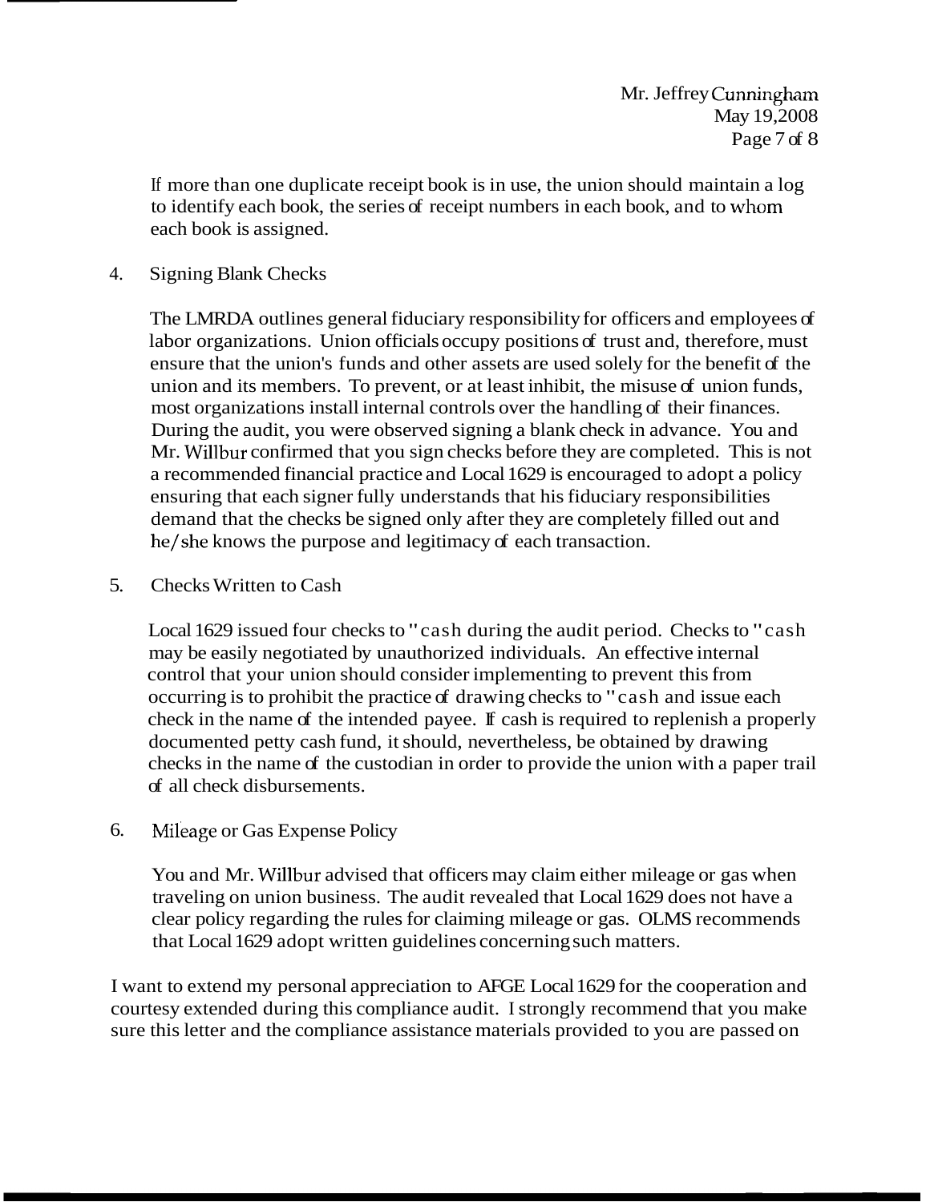If more than one duplicate receipt book is in use, the union should maintain a log to identify each book, the series of receipt numbers in each book, and to whom each book is assigned.

4. Signing Blank Checks

   The LMRDA outlines general fiduciary responsibility for officers and employees of labor organizations. Union officials occupy positions of trust and, therefore, must ensure that the union's funds and other assets are used solely for the benefit of the union and its members. To prevent, or at least inhibit, the misuse of union funds, most organizations install internal controls over the handling of their finances. During the audit, you were observed signing a blank check in advance. You and Mr. Willbur confirmed that you sign checks before they are completed. This is not a recommended financial practice and Local 1629 is encouraged to adopt a policy ensuring that each signer fully understands that his fiduciary responsibilities demand that the checks be signed only after they are completely filled out and he/she knows the purpose and legitimacy of each transaction.

5. Checks Written to Cash

   Local 1629 issued four checks to "cash during the audit period. Checks to "cash may be easily negotiated by unauthorized individuals. An effective internal control that your union should consider implementing to prevent this from occurring is to prohibit the practice of drawing checks to "cash and issue each check in the name of the intended payee. If cash is required to replenish a properly documented petty cash fund, it should, nevertheless, be obtained by drawing checks in the name of the custodian in order to provide the union with a paper trail of all check disbursements.

6. Mileage or Gas Expense Policy

   You and Mr. Willbur advised that officers may claim either mileage or gas when traveling on union business. The audit revealed that Local 1629 does not have a clear policy regarding the rules for claiming mileage or gas. OLMS recommends that Local 1629 adopt written guidelines concerning such matters.

I want to extend my personal appreciation to AFGE Local 1629 for the cooperation and courtesy extended during this compliance audit. I strongly recommend that you make sure this letter and the compliance assistance materials provided to you are passed on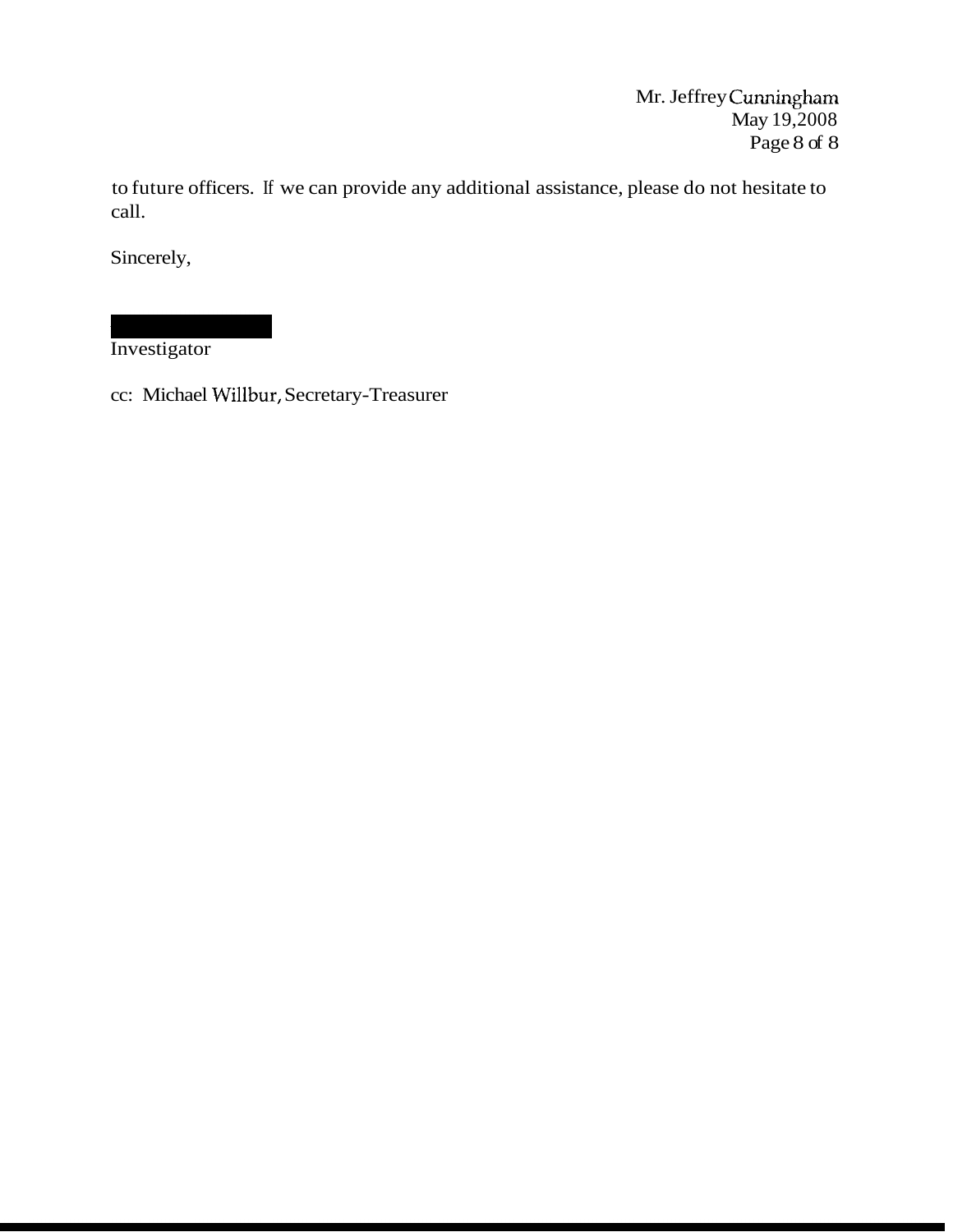to future officers. If we can provide any additional assistance, please do not hesitate to call.

Sincerely,

Investigator

cc: Michael Willbur, Secretary-Treasurer